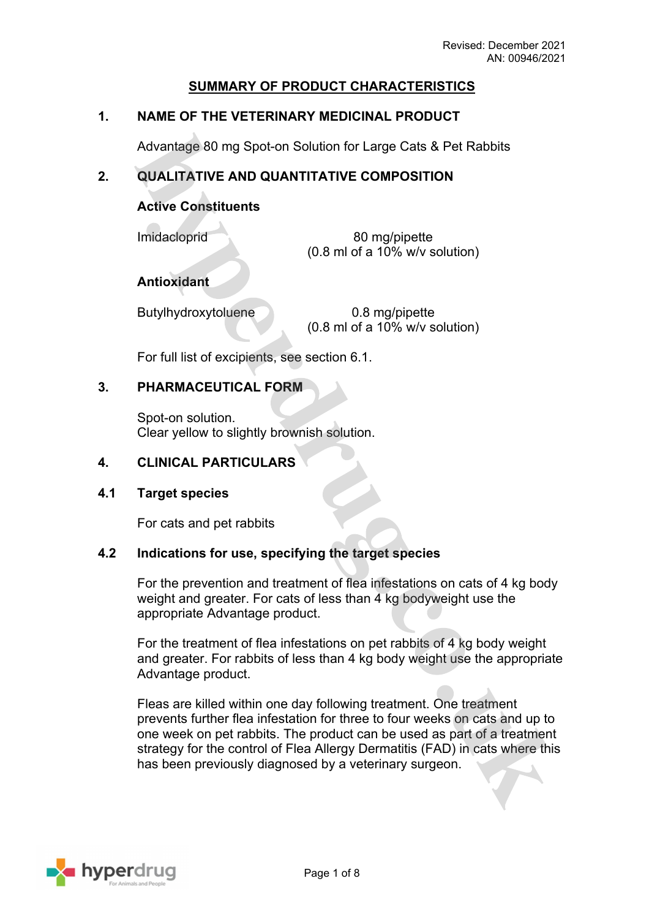Revised: December 2021
AN: 00946/2021

# SUMMARY OF PRODUCT CHARACTERISTICS

## 1. NAME OF THE VETERINARY MEDICINAL PRODUCT

Advantage 80 mg Spot-on Solution for Large Cats & Pet Rabbits

## 2. QUALITATIVE AND QUANTITATIVE COMPOSITION

**Active Constituents**

| | |
|---|---|
| Imidacloprid | 80 mg/pipette (0.8 ml of a 10% w/v solution) |

**Antioxidant**

| | |
|---|---|
| Butylhydroxytoluene | 0.8 mg/pipette (0.8 ml of a 10% w/v solution) |

For full list of excipients, see section 6.1.

## 3. PHARMACEUTICAL FORM

Spot-on solution.
Clear yellow to slightly brownish solution.

## 4. CLINICAL PARTICULARS

### 4.1 Target species

For cats and pet rabbits

### 4.2 Indications for use, specifying the target species

For the prevention and treatment of flea infestations on cats of 4 kg body weight and greater. For cats of less than 4 kg bodyweight use the appropriate Advantage product.

For the treatment of flea infestations on pet rabbits of 4 kg body weight and greater. For rabbits of less than 4 kg body weight use the appropriate Advantage product.

Fleas are killed within one day following treatment. One treatment prevents further flea infestation for three to four weeks on cats and up to one week on pet rabbits. The product can be used as part of a treatment strategy for the control of Flea Allergy Dermatitis (FAD) in cats where this has been previously diagnosed by a veterinary surgeon.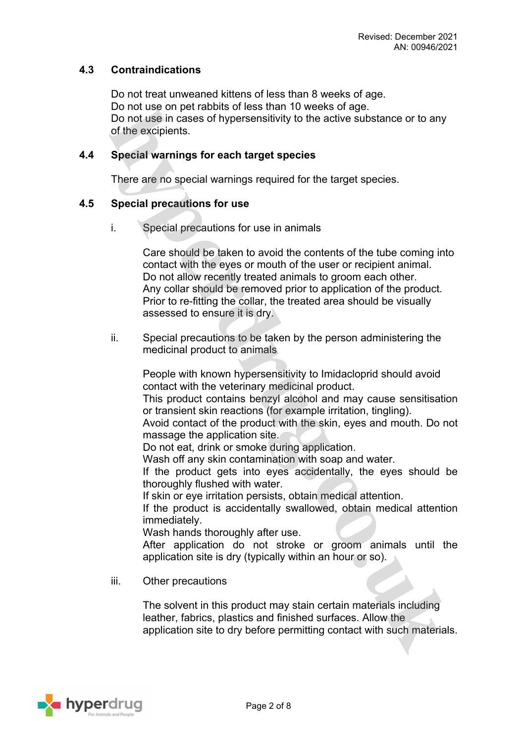### 4.3 Contraindications

Do not treat unweaned kittens of less than 8 weeks of age.
Do not use on pet rabbits of less than 10 weeks of age.
Do not use in cases of hypersensitivity to the active substance or to any of the excipients.

### 4.4 Special warnings for each target species

There are no special warnings required for the target species.

### 4.5 Special precautions for use

i. Special precautions for use in animals

Care should be taken to avoid the contents of the tube coming into contact with the eyes or mouth of the user or recipient animal.
Do not allow recently treated animals to groom each other.
Any collar should be removed prior to application of the product.
Prior to re-fitting the collar, the treated area should be visually assessed to ensure it is dry.

ii. Special precautions to be taken by the person administering the medicinal product to animals

People with known hypersensitivity to Imidacloprid should avoid contact with the veterinary medicinal product.
This product contains benzyl alcohol and may cause sensitisation or transient skin reactions (for example irritation, tingling).
Avoid contact of the product with the skin, eyes and mouth. Do not massage the application site.
Do not eat, drink or smoke during application.
Wash off any skin contamination with soap and water.
If the product gets into eyes accidentally, the eyes should be thoroughly flushed with water.
If skin or eye irritation persists, obtain medical attention.
If the product is accidentally swallowed, obtain medical attention immediately.
Wash hands thoroughly after use.
After application do not stroke or groom animals until the application site is dry (typically within an hour or so).

iii. Other precautions

The solvent in this product may stain certain materials including leather, fabrics, plastics and finished surfaces. Allow the application site to dry before permitting contact with such materials.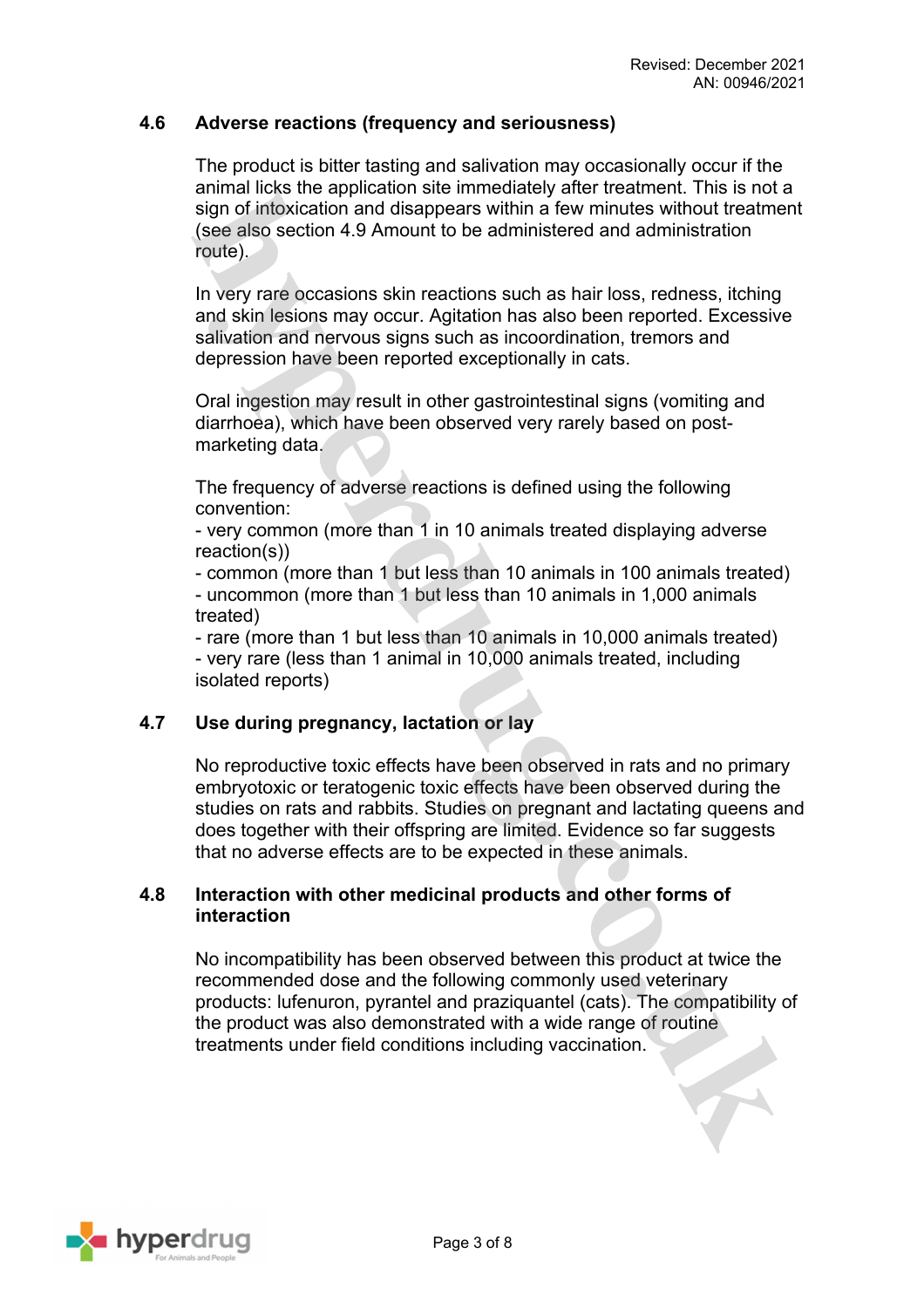## 4.6 Adverse reactions (frequency and seriousness)

The product is bitter tasting and salivation may occasionally occur if the animal licks the application site immediately after treatment. This is not a sign of intoxication and disappears within a few minutes without treatment (see also section 4.9 Amount to be administered and administration route).

In very rare occasions skin reactions such as hair loss, redness, itching and skin lesions may occur. Agitation has also been reported. Excessive salivation and nervous signs such as incoordination, tremors and depression have been reported exceptionally in cats.

Oral ingestion may result in other gastrointestinal signs (vomiting and diarrhoea), which have been observed very rarely based on post-marketing data.

The frequency of adverse reactions is defined using the following convention:
- very common (more than 1 in 10 animals treated displaying adverse reaction(s))
- common (more than 1 but less than 10 animals in 100 animals treated)
- uncommon (more than 1 but less than 10 animals in 1,000 animals treated)
- rare (more than 1 but less than 10 animals in 10,000 animals treated)
- very rare (less than 1 animal in 10,000 animals treated, including isolated reports)

## 4.7 Use during pregnancy, lactation or lay

No reproductive toxic effects have been observed in rats and no primary embryotoxic or teratogenic toxic effects have been observed during the studies on rats and rabbits. Studies on pregnant and lactating queens and does together with their offspring are limited. Evidence so far suggests that no adverse effects are to be expected in these animals.

## 4.8 Interaction with other medicinal products and other forms of interaction

No incompatibility has been observed between this product at twice the recommended dose and the following commonly used veterinary products: lufenuron, pyrantel and praziquantel (cats). The compatibility of the product was also demonstrated with a wide range of routine treatments under field conditions including vaccination.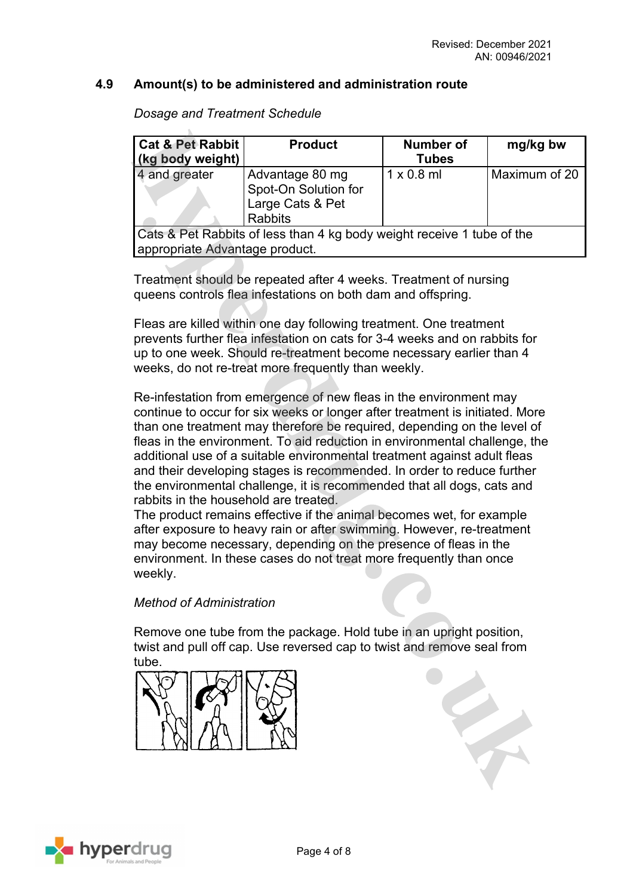## 4.9 Amount(s) to be administered and administration route

*Dosage and Treatment Schedule*

| Cat & Pet Rabbit (kg body weight) | Product | Number of Tubes | mg/kg bw |
|---|---|---|---|
| 4 and greater | Advantage 80 mg Spot-On Solution for Large Cats & Pet Rabbits | 1 x 0.8 ml | Maximum of 20 |
| Cats & Pet Rabbits of less than 4 kg body weight receive 1 tube of the appropriate Advantage product. | | | |

Treatment should be repeated after 4 weeks. Treatment of nursing queens controls flea infestations on both dam and offspring.

Fleas are killed within one day following treatment. One treatment prevents further flea infestation on cats for 3-4 weeks and on rabbits for up to one week. Should re-treatment become necessary earlier than 4 weeks, do not re-treat more frequently than weekly.

Re-infestation from emergence of new fleas in the environment may continue to occur for six weeks or longer after treatment is initiated. More than one treatment may therefore be required, depending on the level of fleas in the environment. To aid reduction in environmental challenge, the additional use of a suitable environmental treatment against adult fleas and their developing stages is recommended. In order to reduce further the environmental challenge, it is recommended that all dogs, cats and rabbits in the household are treated.
The product remains effective if the animal becomes wet, for example after exposure to heavy rain or after swimming. However, re-treatment may become necessary, depending on the presence of fleas in the environment. In these cases do not treat more frequently than once weekly.

*Method of Administration*

Remove one tube from the package. Hold tube in an upright position, twist and pull off cap. Use reversed cap to twist and remove seal from tube.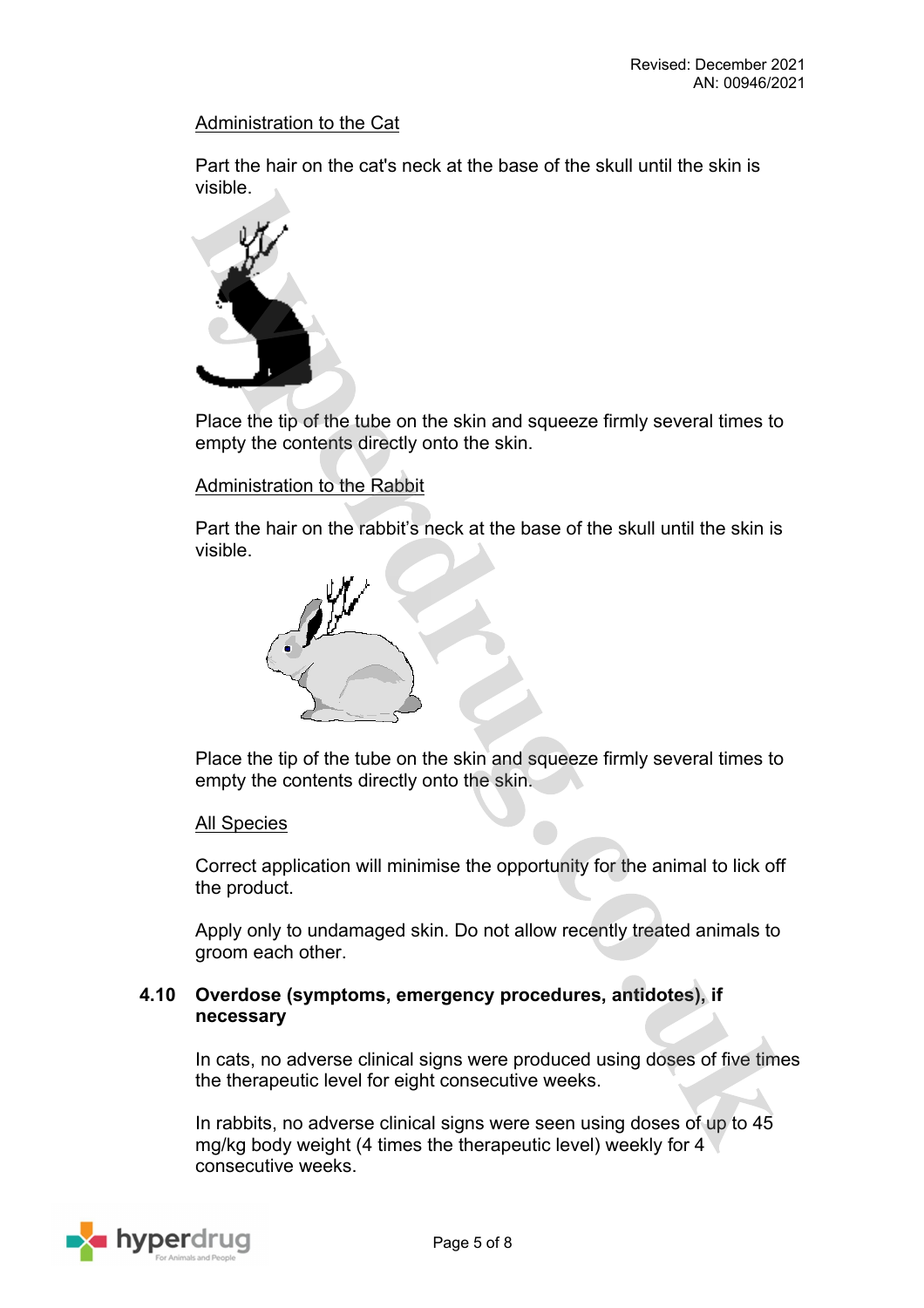Administration to the Cat

Part the hair on the cat's neck at the base of the skull until the skin is visible.

Place the tip of the tube on the skin and squeeze firmly several times to empty the contents directly onto the skin.

Administration to the Rabbit

Part the hair on the rabbit's neck at the base of the skull until the skin is visible.

Place the tip of the tube on the skin and squeeze firmly several times to empty the contents directly onto the skin.

All Species

Correct application will minimise the opportunity for the animal to lick off the product.

Apply only to undamaged skin. Do not allow recently treated animals to groom each other.

### 4.10 Overdose (symptoms, emergency procedures, antidotes), if necessary

In cats, no adverse clinical signs were produced using doses of five times the therapeutic level for eight consecutive weeks.

In rabbits, no adverse clinical signs were seen using doses of up to 45 mg/kg body weight (4 times the therapeutic level) weekly for 4 consecutive weeks.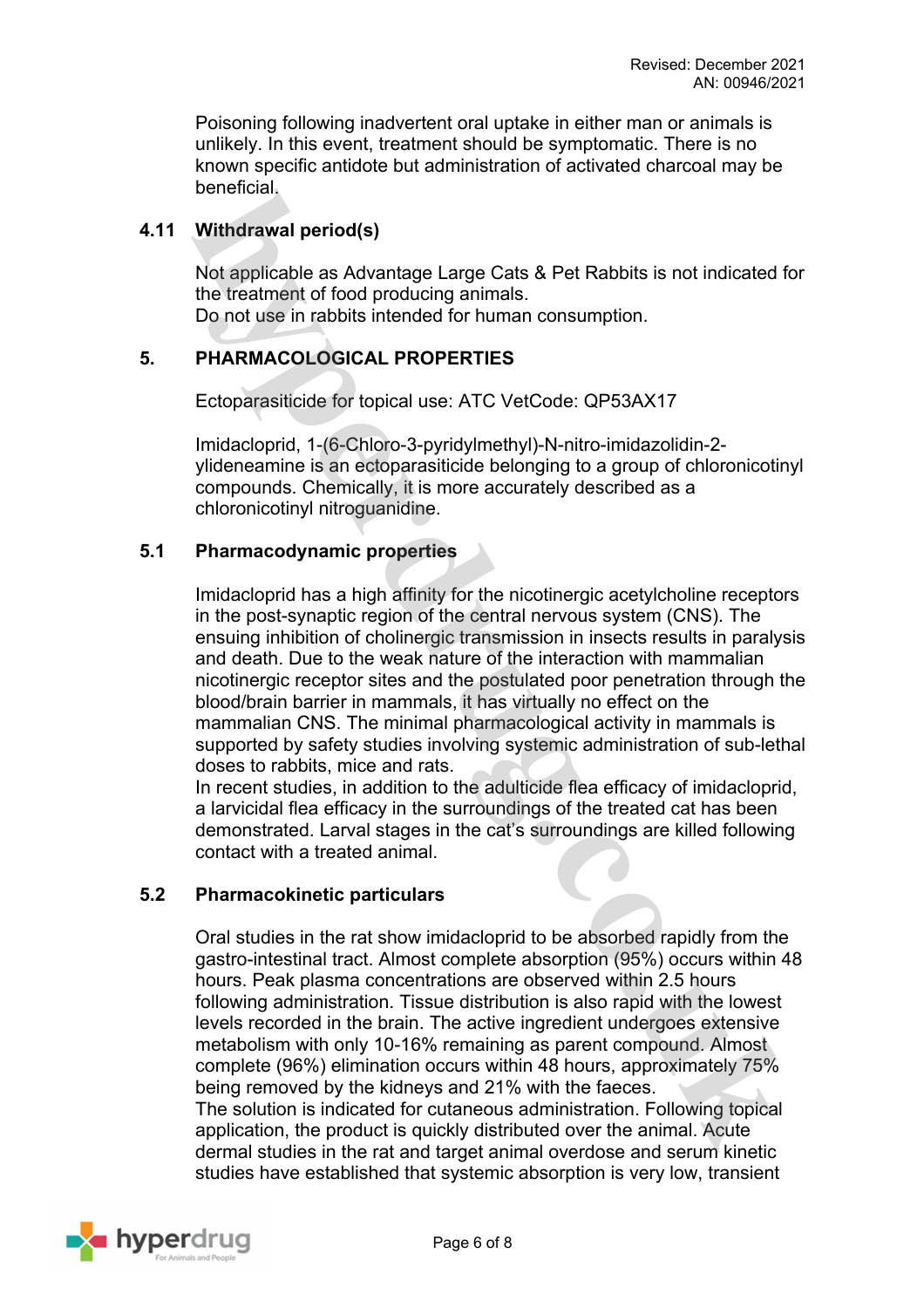Poisoning following inadvertent oral uptake in either man or animals is unlikely. In this event, treatment should be symptomatic. There is no known specific antidote but administration of activated charcoal may be beneficial.

### 4.11 Withdrawal period(s)

Not applicable as Advantage Large Cats & Pet Rabbits is not indicated for the treatment of food producing animals.
Do not use in rabbits intended for human consumption.

## 5. PHARMACOLOGICAL PROPERTIES

Ectoparasiticide for topical use: ATC VetCode: QP53AX17

Imidacloprid, 1-(6-Chloro-3-pyridylmethyl)-N-nitro-imidazolidin-2-ylideneamine is an ectoparasiticide belonging to a group of chloronicotinyl compounds. Chemically, it is more accurately described as a chloronicotinyl nitroguanidine.

### 5.1 Pharmacodynamic properties

Imidacloprid has a high affinity for the nicotinergic acetylcholine receptors in the post-synaptic region of the central nervous system (CNS). The ensuing inhibition of cholinergic transmission in insects results in paralysis and death. Due to the weak nature of the interaction with mammalian nicotinergic receptor sites and the postulated poor penetration through the blood/brain barrier in mammals, it has virtually no effect on the mammalian CNS. The minimal pharmacological activity in mammals is supported by safety studies involving systemic administration of sub-lethal doses to rabbits, mice and rats.
In recent studies, in addition to the adulticide flea efficacy of imidacloprid, a larvicidal flea efficacy in the surroundings of the treated cat has been demonstrated. Larval stages in the cat's surroundings are killed following contact with a treated animal.

### 5.2 Pharmacokinetic particulars

Oral studies in the rat show imidacloprid to be absorbed rapidly from the gastro-intestinal tract. Almost complete absorption (95%) occurs within 48 hours. Peak plasma concentrations are observed within 2.5 hours following administration. Tissue distribution is also rapid with the lowest levels recorded in the brain. The active ingredient undergoes extensive metabolism with only 10-16% remaining as parent compound. Almost complete (96%) elimination occurs within 48 hours, approximately 75% being removed by the kidneys and 21% with the faeces.
The solution is indicated for cutaneous administration. Following topical application, the product is quickly distributed over the animal. Acute dermal studies in the rat and target animal overdose and serum kinetic studies have established that systemic absorption is very low, transient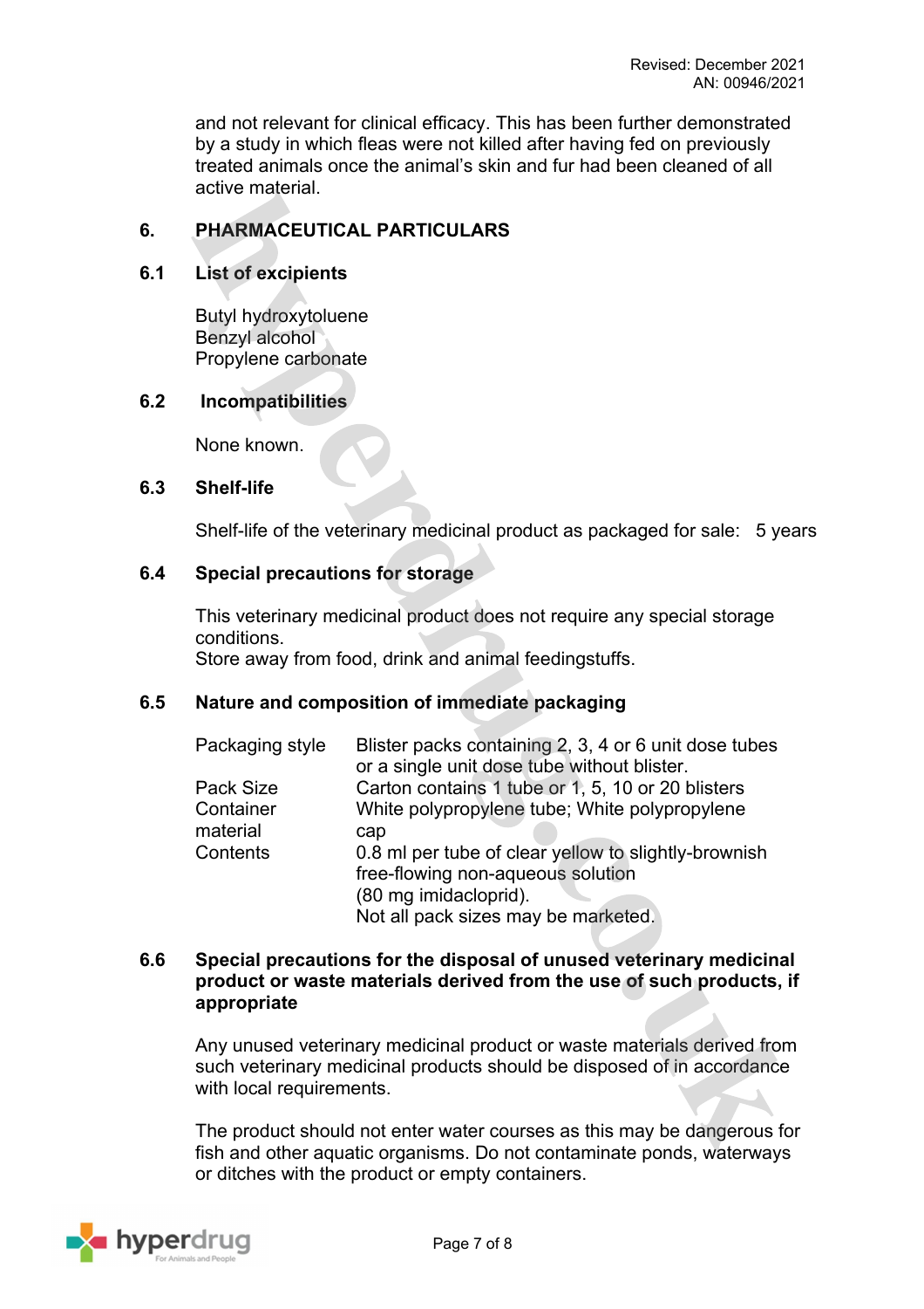and not relevant for clinical efficacy. This has been further demonstrated by a study in which fleas were not killed after having fed on previously treated animals once the animal's skin and fur had been cleaned of all active material.

## 6. PHARMACEUTICAL PARTICULARS

### 6.1 List of excipients

Butyl hydroxytoluene
Benzyl alcohol
Propylene carbonate

### 6.2 Incompatibilities

None known.

### 6.3 Shelf-life

Shelf-life of the veterinary medicinal product as packaged for sale: 5 years

### 6.4 Special precautions for storage

This veterinary medicinal product does not require any special storage conditions.
Store away from food, drink and animal feedingstuffs.

### 6.5 Nature and composition of immediate packaging

| | |
|---|---|
| Packaging style | Blister packs containing 2, 3, 4 or 6 unit dose tubes or a single unit dose tube without blister. |
| Pack Size | Carton contains 1 tube or 1, 5, 10 or 20 blisters |
| Container material | White polypropylene tube; White polypropylene cap |
| Contents | 0.8 ml per tube of clear yellow to slightly-brownish free-flowing non-aqueous solution (80 mg imidacloprid). Not all pack sizes may be marketed. |

### 6.6 Special precautions for the disposal of unused veterinary medicinal product or waste materials derived from the use of such products, if appropriate

Any unused veterinary medicinal product or waste materials derived from such veterinary medicinal products should be disposed of in accordance with local requirements.

The product should not enter water courses as this may be dangerous for fish and other aquatic organisms. Do not contaminate ponds, waterways or ditches with the product or empty containers.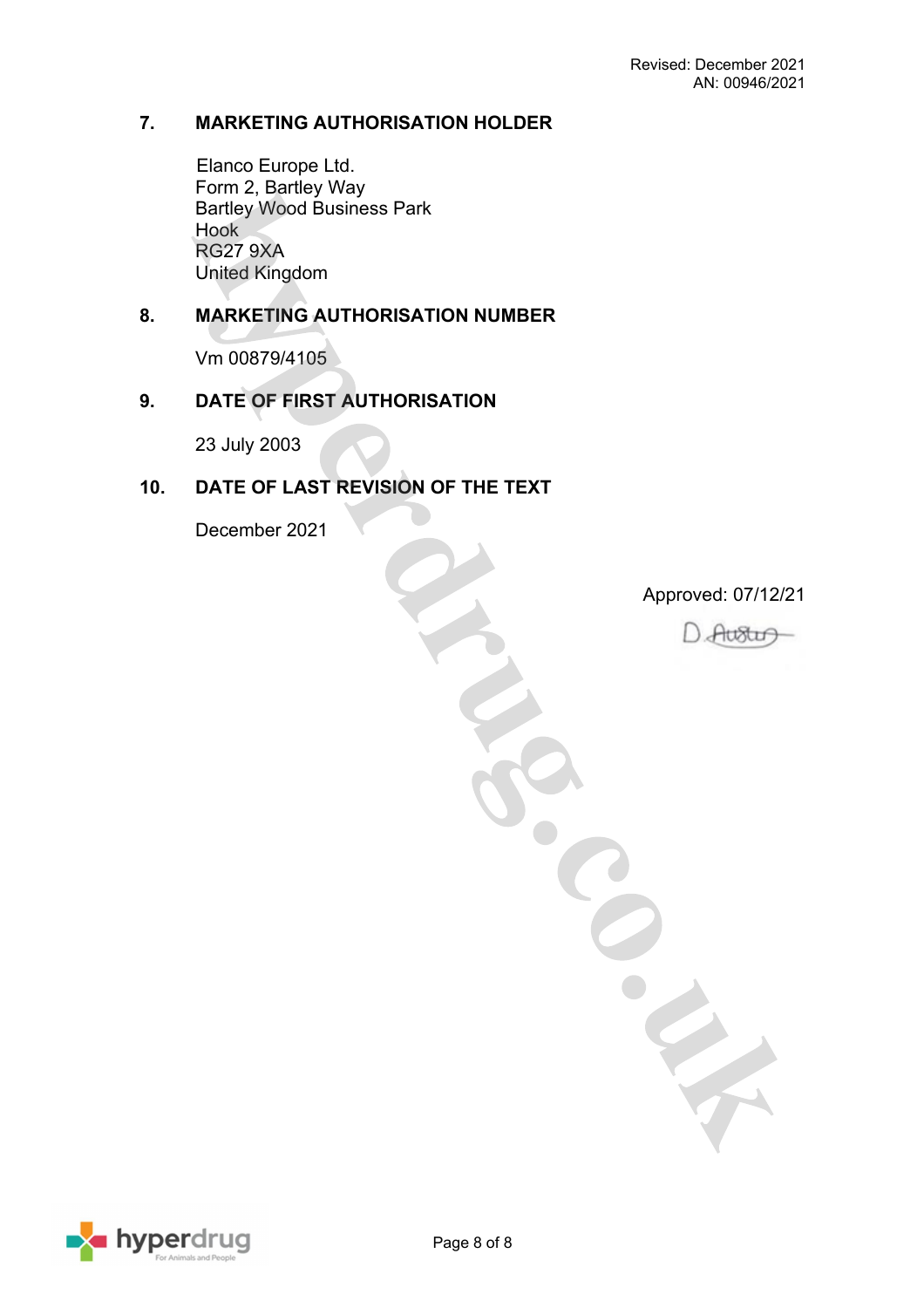## 7. MARKETING AUTHORISATION HOLDER

Elanco Europe Ltd.
Form 2, Bartley Way
Bartley Wood Business Park
Hook
RG27 9XA
United Kingdom

## 8. MARKETING AUTHORISATION NUMBER

Vm 00879/4105

## 9. DATE OF FIRST AUTHORISATION

23 July 2003

## 10. DATE OF LAST REVISION OF THE TEXT

December 2021

Approved: 07/12/21

D Austin